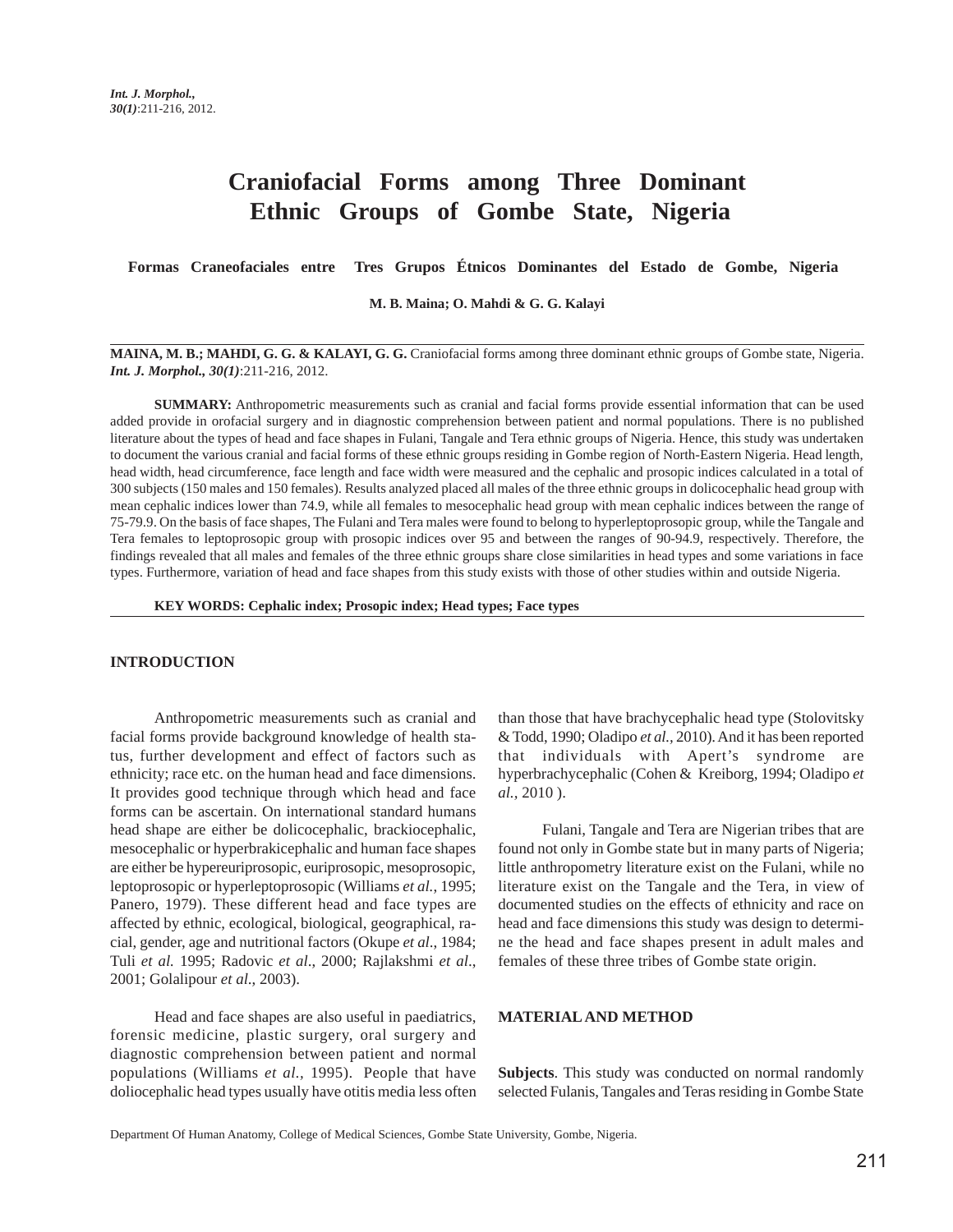# Craniofacial Forms among Three Dominant Ethnic Groups of Gombe State, Nigeria

**Formas Craneofaciales entre Tres Grupos Étnicos Dominantes del Estado de Gombe, Nigeria**

**M. B. Maina; O. Mahdi & G. G. Kalayi**

**MAINA, M. B.; MAHDI, G. G. & KALAYI, G. G.** Craniofacial forms among three dominant ethnic groups of Gombe state, Nigeria. ***Int. J. Morphol., 30(1)***:211-216, 2012.

**SUMMARY:** Anthropometric measurements such as cranial and facial forms provide essential information that can be used added provide in orofacial surgery and in diagnostic comprehension between patient and normal populations. There is no published literature about the types of head and face shapes in Fulani, Tangale and Tera ethnic groups of Nigeria. Hence, this study was undertaken to document the various cranial and facial forms of these ethnic groups residing in Gombe region of North-Eastern Nigeria. Head length, head width, head circumference, face length and face width were measured and the cephalic and prosopic indices calculated in a total of 300 subjects (150 males and 150 females). Results analyzed placed all males of the three ethnic groups in dolicocephalic head group with mean cephalic indices lower than 74.9, while all females to mesocephalic head group with mean cephalic indices between the range of 75-79.9. On the basis of face shapes, The Fulani and Tera males were found to belong to hyperleptoprosopic group, while the Tangale and Tera females to leptoprosopic group with prosopic indices over 95 and between the ranges of 90-94.9, respectively. Therefore, the findings revealed that all males and females of the three ethnic groups share close similarities in head types and some variations in face types. Furthermore, variation of head and face shapes from this study exists with those of other studies within and outside Nigeria.

**KEY WORDS: Cephalic index; Prosopic index; Head types; Face types**

## INTRODUCTION

Anthropometric measurements such as cranial and facial forms provide background knowledge of health status, further development and effect of factors such as ethnicity; race etc. on the human head and face dimensions. It provides good technique through which head and face forms can be ascertain. On international standard humans head shape are either be dolicocephalic, brackiocephalic, mesocephalic or hyperbrakicephalic and human face shapes are either be hypereuriprosopic, euriprosopic, mesoprosopic, leptoprosopic or hyperleptoprosopic (Williams *et al.*, 1995; Panero, 1979). These different head and face types are affected by ethnic, ecological, biological, geographical, racial, gender, age and nutritional factors (Okupe *et al*., 1984; Tuli *et al.* 1995; Radovic *et al*., 2000; Rajlakshmi *et al*., 2001; Golalipour *et al*., 2003).

Head and face shapes are also useful in paediatrics, forensic medicine, plastic surgery, oral surgery and diagnostic comprehension between patient and normal populations (Williams *et al*., 1995). People that have doliocephalic head types usually have otitis media less often than those that have brachycephalic head type (Stolovitsky & Todd, 1990; Oladipo *et al.*, 2010). And it has been reported that individuals with Apert's syndrome are hyperbrachycephalic (Cohen & Kreiborg, 1994; Oladipo *et al.*, 2010 ).

Fulani, Tangale and Tera are Nigerian tribes that are found not only in Gombe state but in many parts of Nigeria; little anthropometry literature exist on the Fulani, while no literature exist on the Tangale and the Tera, in view of documented studies on the effects of ethnicity and race on head and face dimensions this study was design to determine the head and face shapes present in adult males and females of these three tribes of Gombe state origin.

## MATERIAL AND METHOD

**Subjects**. This study was conducted on normal randomly selected Fulanis, Tangales and Teras residing in Gombe State

Department Of Human Anatomy, College of Medical Sciences, Gombe State University, Gombe, Nigeria.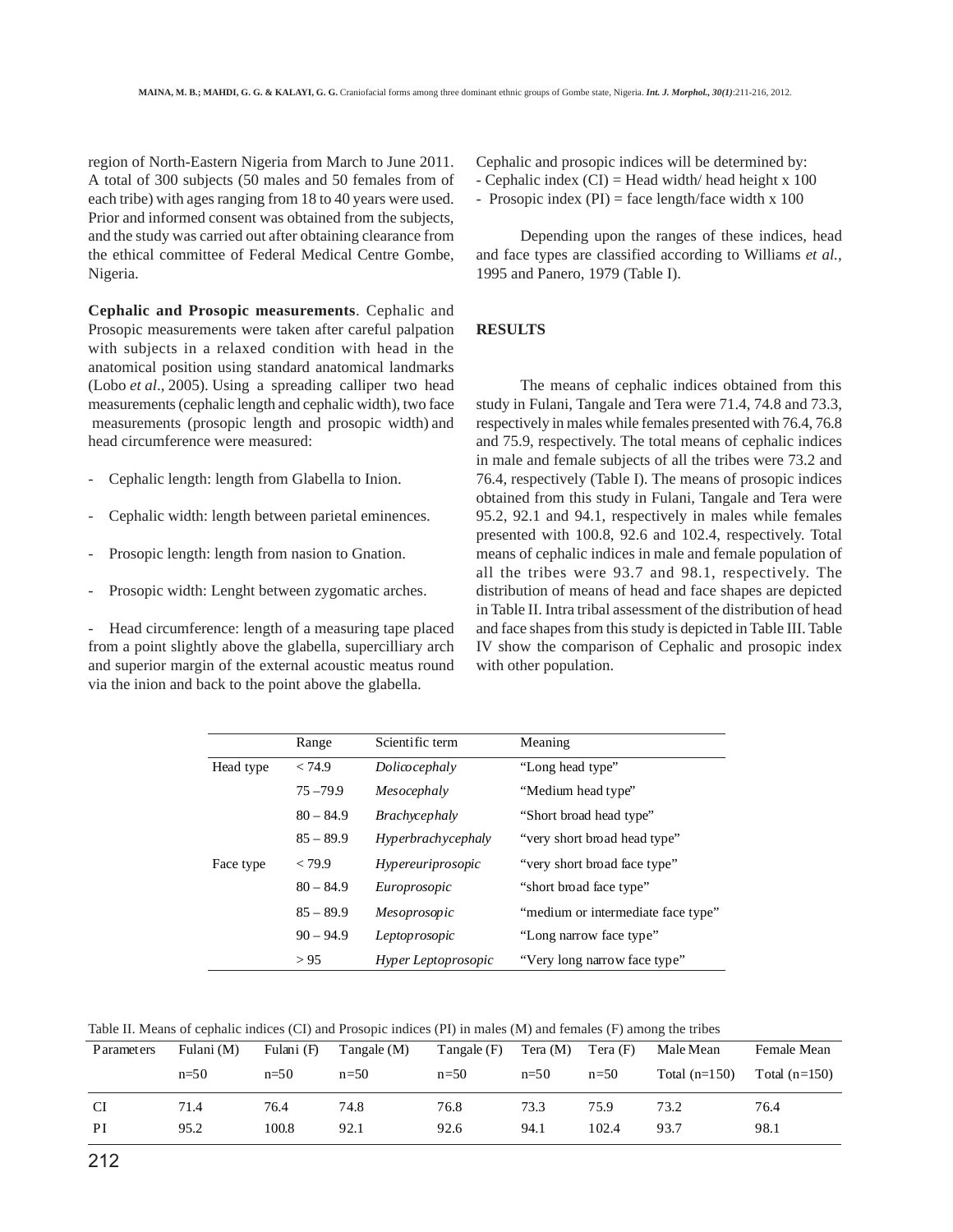region of North-Eastern Nigeria from March to June 2011. A total of 300 subjects (50 males and 50 females from of each tribe) with ages ranging from 18 to 40 years were used. Prior and informed consent was obtained from the subjects, and the study was carried out after obtaining clearance from the ethical committee of Federal Medical Centre Gombe, Nigeria.

**Cephalic and Prosopic measurements**. Cephalic and Prosopic measurements were taken after careful palpation with subjects in a relaxed condition with head in the anatomical position using standard anatomical landmarks (Lobo *et al*., 2005). Using a spreading calliper two head measurements (cephalic length and cephalic width), two face measurements (prosopic length and prosopic width) and head circumference were measured:

- Cephalic length: length from Glabella to Inion.
- Cephalic width: length between parietal eminences.
- Prosopic length: length from nasion to Gnation.
- Prosopic width: Lenght between zygomatic arches.
- Head circumference: length of a measuring tape placed from a point slightly above the glabella, supercilliary arch and superior margin of the external acoustic meatus round via the inion and back to the point above the glabella.

Cephalic and prosopic indices will be determined by:
- Cephalic index (CI) = Head width/ head height x 100
- Prosopic index (PI) = face length/face width x 100

Depending upon the ranges of these indices, head and face types are classified according to Williams *et al.*, 1995 and Panero, 1979 (Table I).

## RESULTS

The means of cephalic indices obtained from this study in Fulani, Tangale and Tera were 71.4, 74.8 and 73.3, respectively in males while females presented with 76.4, 76.8 and 75.9, respectively. The total means of cephalic indices in male and female subjects of all the tribes were 73.2 and 76.4, respectively (Table I). The means of prosopic indices obtained from this study in Fulani, Tangale and Tera were 95.2, 92.1 and 94.1, respectively in males while females presented with 100.8, 92.6 and 102.4, respectively. Total means of cephalic indices in male and female population of all the tribes were 93.7 and 98.1, respectively. The distribution of means of head and face shapes are depicted in Table II. Intra tribal assessment of the distribution of head and face shapes from this study is depicted in Table III. Table IV show the comparison of Cephalic and prosopic index with other population.

| | Range | Scientific term | Meaning |
|---|---|---|---|
| Head type | < 74.9 | *Dolicocephaly* | "Long head type" |
| | 75 –79.9 | *Mesocephaly* | "Medium head type" |
| | 80 – 84.9 | *Brachycephaly* | "Short broad head type" |
| | 85 – 89.9 | *Hyperbrachycephaly* | "very short broad head type" |
| Face type | < 79.9 | *Hypereuriprosopic* | "very short broad face type" |
| | 80 – 84.9 | *Europrosopic* | "short broad face type" |
| | 85 – 89.9 | *Mesoprosopic* | "medium or intermediate face type" |
| | 90 – 94.9 | *Leptoprosopic* | "Long narrow face type" |
| | > 95 | *Hyper Leptoprosopic* | "Very long narrow face type" |

Table II. Means of cephalic indices (CI) and Prosopic indices (PI) in males (M) and females (F) among the tribes

| Parameters | Fulani (M) | Fulani (F) | Tangale (M) | Tangale (F) | Tera (M) | Tera (F) | Male Mean | Female Mean |
|---|---|---|---|---|---|---|---|---|
| | n=50 | n=50 | n=50 | n=50 | n=50 | n=50 | Total (n=150) | Total (n=150) |
| CI | 71.4 | 76.4 | 74.8 | 76.8 | 73.3 | 75.9 | 73.2 | 76.4 |
| PI | 95.2 | 100.8 | 92.1 | 92.6 | 94.1 | 102.4 | 93.7 | 98.1 |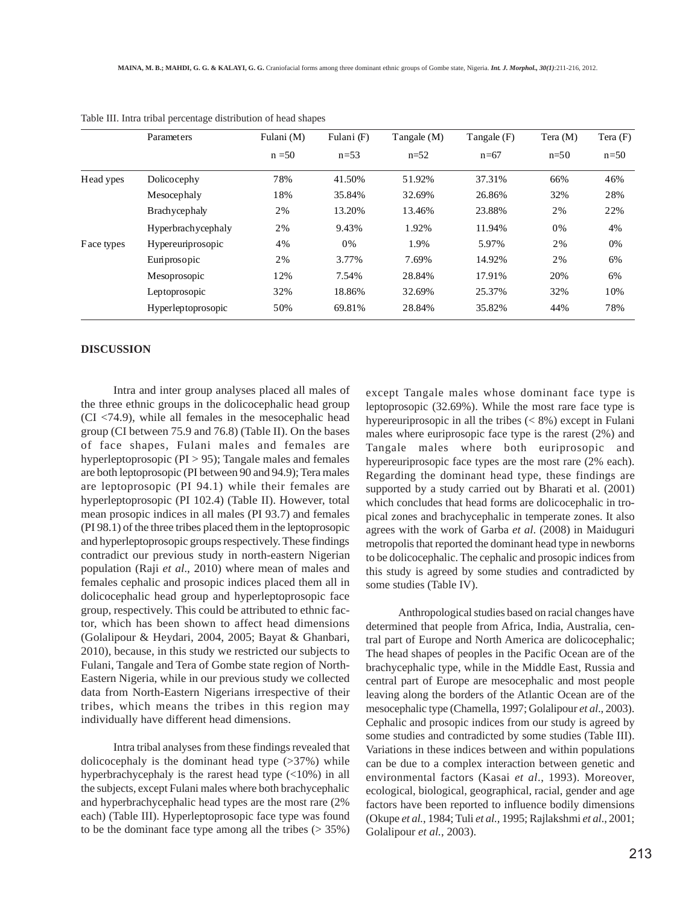Table III. Intra tribal percentage distribution of head shapes

| | Parameters | Fulani (M) | Fulani (F) | Tangale (M) | Tangale (F) | Tera (M) | Tera (F) |
|---|---|---|---|---|---|---|---|
| | | n =50 | n=53 | n=52 | n=67 | n=50 | n=50 |
| Head ypes | Dolicocephy | 78% | 41.50% | 51.92% | 37.31% | 66% | 46% |
| | Mesocephaly | 18% | 35.84% | 32.69% | 26.86% | 32% | 28% |
| | Brachycephaly | 2% | 13.20% | 13.46% | 23.88% | 2% | 22% |
| | Hyperbrachycephaly | 2% | 9.43% | 1.92% | 11.94% | 0% | 4% |
| Face types | Hypereuriprosopic | 4% | 0% | 1.9% | 5.97% | 2% | 0% |
| | Euriprosopic | 2% | 3.77% | 7.69% | 14.92% | 2% | 6% |
| | Mesoprosopic | 12% | 7.54% | 28.84% | 17.91% | 20% | 6% |
| | Leptoprosopic | 32% | 18.86% | 32.69% | 25.37% | 32% | 10% |
| | Hyperleptoprosopic | 50% | 69.81% | 28.84% | 35.82% | 44% | 78% |

## DISCUSSION

Intra and inter group analyses placed all males of the three ethnic groups in the dolicocephalic head group (CI <74.9), while all females in the mesocephalic head group (CI between 75.9 and 76.8) (Table II). On the bases of face shapes, Fulani males and females are hyperleptoprosopic (PI > 95); Tangale males and females are both leptoprosopic (PI between 90 and 94.9); Tera males are leptoprosopic (PI 94.1) while their females are hyperleptoprosopic (PI 102.4) (Table II). However, total mean prosopic indices in all males (PI 93.7) and females (PI 98.1) of the three tribes placed them in the leptoprosopic and hyperleptoprosopic groups respectively. These findings contradict our previous study in north-eastern Nigerian population (Raji *et al*., 2010) where mean of males and females cephalic and prosopic indices placed them all in dolicocephalic head group and hyperleptoprosopic face group, respectively. This could be attributed to ethnic factor, which has been shown to affect head dimensions (Golalipour & Heydari, 2004, 2005; Bayat & Ghanbari, 2010), because, in this study we restricted our subjects to Fulani, Tangale and Tera of Gombe state region of North-Eastern Nigeria, while in our previous study we collected data from North-Eastern Nigerians irrespective of their tribes, which means the tribes in this region may individually have different head dimensions.

Intra tribal analyses from these findings revealed that dolicocephaly is the dominant head type (>37%) while hyperbrachycephaly is the rarest head type (<10%) in all the subjects, except Fulani males where both brachycephalic and hyperbrachycephalic head types are the most rare (2% each) (Table III). Hyperleptoprosopic face type was found to be the dominant face type among all the tribes (> 35%) except Tangale males whose dominant face type is leptoprosopic (32.69%). While the most rare face type is hypereuriprosopic in all the tribes (< 8%) except in Fulani males where euriprosopic face type is the rarest (2%) and Tangale males where both euriprosopic and hypereuriprosopic face types are the most rare (2% each). Regarding the dominant head type, these findings are supported by a study carried out by Bharati et al. (2001) which concludes that head forms are dolicocephalic in tropical zones and brachycephalic in temperate zones. It also agrees with the work of Garba *et al*. (2008) in Maiduguri metropolis that reported the dominant head type in newborns to be dolicocephalic. The cephalic and prosopic indices from this study is agreed by some studies and contradicted by some studies (Table IV).

Anthropological studies based on racial changes have determined that people from Africa, India, Australia, central part of Europe and North America are dolicocephalic; The head shapes of peoples in the Pacific Ocean are of the brachycephalic type, while in the Middle East, Russia and central part of Europe are mesocephalic and most people leaving along the borders of the Atlantic Ocean are of the mesocephalic type (Chamella, 1997; Golalipour *et al*., 2003). Cephalic and prosopic indices from our study is agreed by some studies and contradicted by some studies (Table III). Variations in these indices between and within populations can be due to a complex interaction between genetic and environmental factors (Kasai *et al*., 1993). Moreover, ecological, biological, geographical, racial, gender and age factors have been reported to influence bodily dimensions (Okupe *et al.*, 1984; Tuli *et al.*, 1995; Rajlakshmi *et al*., 2001; Golalipour *et al.*, 2003).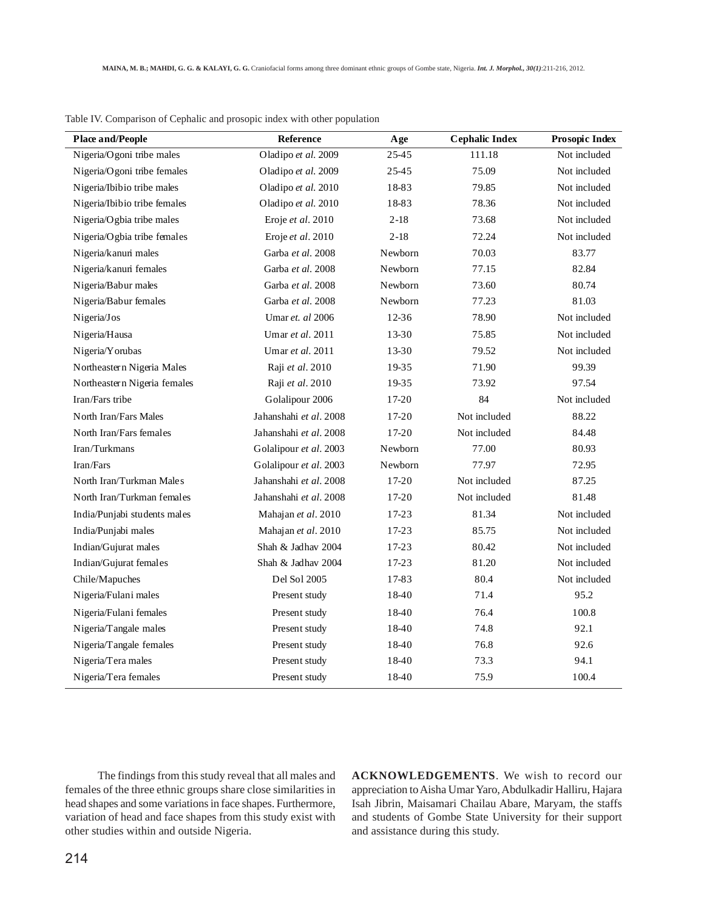Table IV. Comparison of Cephalic and prosopic index with other population

| Place and/People | Reference | Age | Cephalic Index | Prosopic Index |
|---|---|---|---|---|
| Nigeria/Ogoni tribe males | Oladipo *et al.* 2009 | 25-45 | 111.18 | Not included |
| Nigeria/Ogoni tribe females | Oladipo *et al.* 2009 | 25-45 | 75.09 | Not included |
| Nigeria/Ibibio tribe males | Oladipo *et al.* 2010 | 18-83 | 79.85 | Not included |
| Nigeria/Ibibio tribe females | Oladipo *et al.* 2010 | 18-83 | 78.36 | Not included |
| Nigeria/Ogbia tribe males | Eroje *et al*. 2010 | 2-18 | 73.68 | Not included |
| Nigeria/Ogbia tribe females | Eroje *et al*. 2010 | 2-18 | 72.24 | Not included |
| Nigeria/kanuri males | Garba *et al*. 2008 | Newborn | 70.03 | 83.77 |
| Nigeria/kanuri females | Garba *et al*. 2008 | Newborn | 77.15 | 82.84 |
| Nigeria/Babur males | Garba *et al*. 2008 | Newborn | 73.60 | 80.74 |
| Nigeria/Babur females | Garba *et al*. 2008 | Newborn | 77.23 | 81.03 |
| Nigeria/Jos | Umar *et. al* 2006 | 12-36 | 78.90 | Not included |
| Nigeria/Hausa | Umar *et al*. 2011 | 13-30 | 75.85 | Not included |
| Nigeria/Yorubas | Umar *et al*. 2011 | 13-30 | 79.52 | Not included |
| Northeastern Nigeria Males | Raji *et al*. 2010 | 19-35 | 71.90 | 99.39 |
| Northeastern Nigeria females | Raji *et al*. 2010 | 19-35 | 73.92 | 97.54 |
| Iran/Fars tribe | Golalipour 2006 | 17-20 | 84 | Not included |
| North Iran/Fars Males | Jahanshahi *et al*. 2008 | 17-20 | Not included | 88.22 |
| North Iran/Fars females | Jahanshahi *et al*. 2008 | 17-20 | Not included | 84.48 |
| Iran/Turkmans | Golalipour *et al*. 2003 | Newborn | 77.00 | 80.93 |
| Iran/Fars | Golalipour *et al*. 2003 | Newborn | 77.97 | 72.95 |
| North Iran/Turkman Males | Jahanshahi *et al*. 2008 | 17-20 | Not included | 87.25 |
| North Iran/Turkman females | Jahanshahi *et al*. 2008 | 17-20 | Not included | 81.48 |
| India/Punjabi students males | Mahajan *et al*. 2010 | 17-23 | 81.34 | Not included |
| India/Punjabi males | Mahajan *et al*. 2010 | 17-23 | 85.75 | Not included |
| Indian/Gujurat males | Shah & Jadhav 2004 | 17-23 | 80.42 | Not included |
| Indian/Gujurat females | Shah & Jadhav 2004 | 17-23 | 81.20 | Not included |
| Chile/Mapuches | Del Sol 2005 | 17-83 | 80.4 | Not included |
| Nigeria/Fulani males | Present study | 18-40 | 71.4 | 95.2 |
| Nigeria/Fulani females | Present study | 18-40 | 76.4 | 100.8 |
| Nigeria/Tangale males | Present study | 18-40 | 74.8 | 92.1 |
| Nigeria/Tangale females | Present study | 18-40 | 76.8 | 92.6 |
| Nigeria/Tera males | Present study | 18-40 | 73.3 | 94.1 |
| Nigeria/Tera females | Present study | 18-40 | 75.9 | 100.4 |

The findings from this study reveal that all males and females of the three ethnic groups share close similarities in head shapes and some variations in face shapes. Furthermore, variation of head and face shapes from this study exist with other studies within and outside Nigeria.

**ACKNOWLEDGEMENTS**. We wish to record our appreciation to Aisha Umar Yaro, Abdulkadir Halliru, Hajara Isah Jibrin, Maisamari Chailau Abare, Maryam, the staffs and students of Gombe State University for their support and assistance during this study.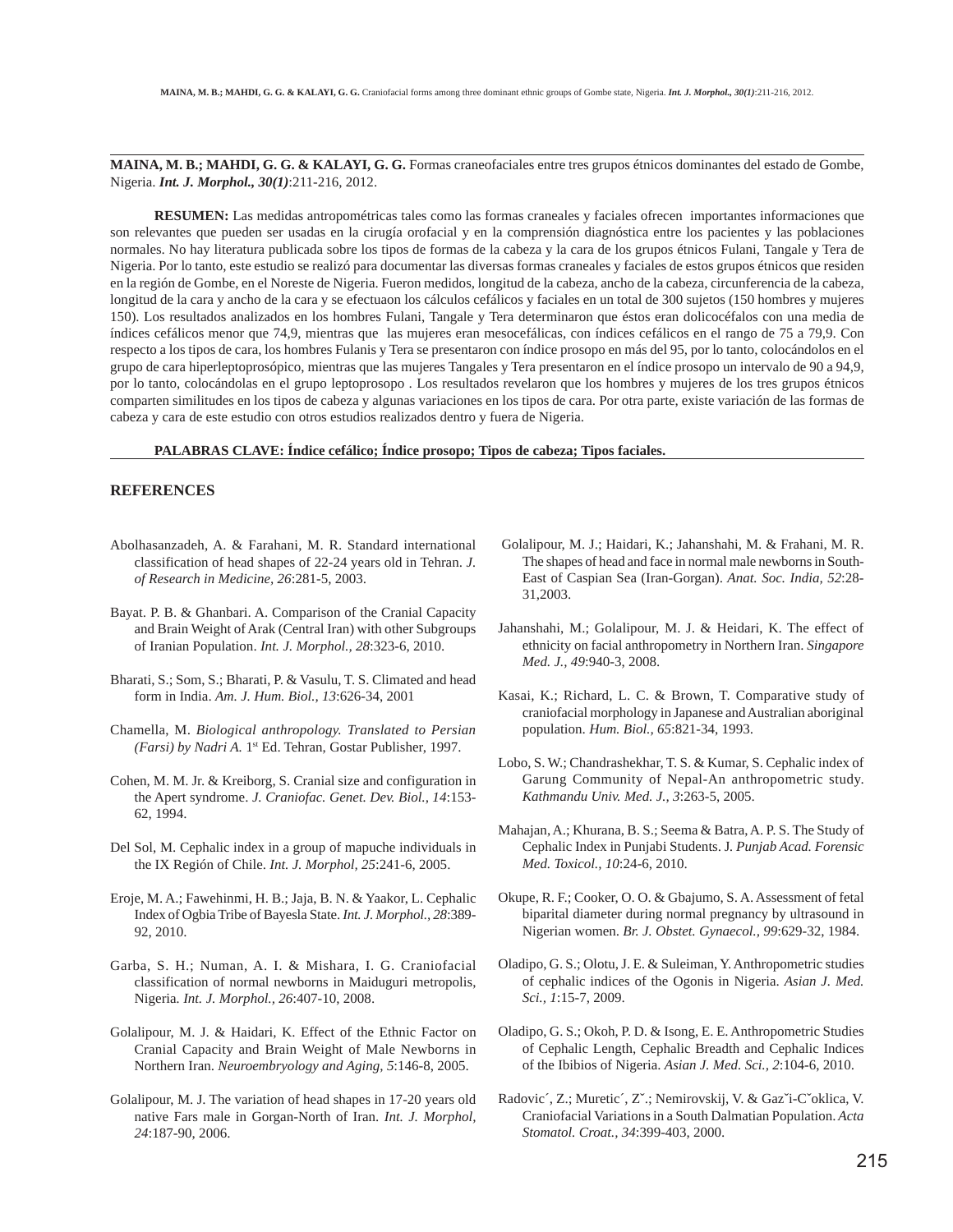**MAINA, M. B.; MAHDI, G. G. & KALAYI, G. G.** Formas craneofaciales entre tres grupos étnicos dominantes del estado de Gombe, Nigeria. ***Int. J. Morphol., 30(1)***:211-216, 2012.

**RESUMEN:** Las medidas antropométricas tales como las formas craneales y faciales ofrecen importantes informaciones que son relevantes que pueden ser usadas en la cirugía orofacial y en la comprensión diagnóstica entre los pacientes y las poblaciones normales. No hay literatura publicada sobre los tipos de formas de la cabeza y la cara de los grupos étnicos Fulani, Tangale y Tera de Nigeria. Por lo tanto, este estudio se realizó para documentar las diversas formas craneales y faciales de estos grupos étnicos que residen en la región de Gombe, en el Noreste de Nigeria. Fueron medidos, longitud de la cabeza, ancho de la cabeza, circunferencia de la cabeza, longitud de la cara y ancho de la cara y se efectuaon los cálculos cefálicos y faciales en un total de 300 sujetos (150 hombres y mujeres 150). Los resultados analizados en los hombres Fulani, Tangale y Tera determinaron que éstos eran dolicocéfalos con una media de índices cefálicos menor que 74,9, mientras que las mujeres eran mesocefálicas, con índices cefálicos en el rango de 75 a 79,9. Con respecto a los tipos de cara, los hombres Fulanis y Tera se presentaron con índice prosopo en más del 95, por lo tanto, colocándolos en el grupo de cara hiperleptoprosópico, mientras que las mujeres Tangales y Tera presentaron en el índice prosopo un intervalo de 90 a 94,9, por lo tanto, colocándolas en el grupo leptoprosopo . Los resultados revelaron que los hombres y mujeres de los tres grupos étnicos comparten similitudes en los tipos de cabeza y algunas variaciones en los tipos de cara. Por otra parte, existe variación de las formas de cabeza y cara de este estudio con otros estudios realizados dentro y fuera de Nigeria.

**PALABRAS CLAVE: Índice cefálico; Índice prosopo; Tipos de cabeza; Tipos faciales.**

## REFERENCES

Abolhasanzadeh, A. & Farahani, M. R. Standard international classification of head shapes of 22-24 years old in Tehran. *J. of Research in Medicine, 26*:281-5, 2003.

Bayat. P. B. & Ghanbari. A. Comparison of the Cranial Capacity and Brain Weight of Arak (Central Iran) with other Subgroups of Iranian Population. *Int. J. Morphol., 28*:323-6, 2010.

Bharati, S.; Som, S.; Bharati, P. & Vasulu, T. S. Climated and head form in India. *Am. J. Hum. Biol., 13*:626-34, 2001

Chamella, M. *Biological anthropology. Translated to Persian (Farsi) by Nadri A.* 1st Ed. Tehran, Gostar Publisher, 1997.

Cohen, M. M. Jr. & Kreiborg, S. Cranial size and configuration in the Apert syndrome. *J. Craniofac. Genet. Dev. Biol., 14*:153-62, 1994.

Del Sol, M. Cephalic index in a group of mapuche individuals in the IX Región of Chile. *Int. J. Morphol, 25*:241-6, 2005.

Eroje, M. A.; Fawehinmi, H. B.; Jaja, B. N. & Yaakor, L. Cephalic Index of Ogbia Tribe of Bayesla State. *Int. J. Morphol., 28*:389-92, 2010.

Garba, S. H.; Numan, A. I. & Mishara, I. G. Craniofacial classification of normal newborns in Maiduguri metropolis, Nigeria. *Int. J. Morphol., 26*:407-10, 2008.

Golalipour, M. J. & Haidari, K. Effect of the Ethnic Factor on Cranial Capacity and Brain Weight of Male Newborns in Northern Iran. *Neuroembryology and Aging, 5*:146-8, 2005.

Golalipour, M. J. The variation of head shapes in 17-20 years old native Fars male in Gorgan-North of Iran. *Int. J. Morphol, 24*:187-90, 2006.

Golalipour, M. J.; Haidari, K.; Jahanshahi, M. & Frahani, M. R. The shapes of head and face in normal male newborns in South-East of Caspian Sea (Iran-Gorgan). *Anat. Soc. India, 52*:28-31,2003.

Jahanshahi, M.; Golalipour, M. J. & Heidari, K. The effect of ethnicity on facial anthropometry in Northern Iran. *Singapore Med. J., 49*:940-3, 2008.

Kasai, K.; Richard, L. C. & Brown, T. Comparative study of craniofacial morphology in Japanese and Australian aboriginal population. *Hum. Biol., 65*:821-34, 1993.

Lobo, S. W.; Chandrashekhar, T. S. & Kumar, S. Cephalic index of Garung Community of Nepal-An anthropometric study. *Kathmandu Univ. Med. J., 3*:263-5, 2005.

Mahajan, A.; Khurana, B. S.; Seema & Batra, A. P. S. The Study of Cephalic Index in Punjabi Students. J. *Punjab Acad. Forensic Med. Toxicol., 10*:24-6, 2010.

Okupe, R. F.; Cooker, O. O. & Gbajumo, S. A. Assessment of fetal biparital diameter during normal pregnancy by ultrasound in Nigerian women. *Br. J. Obstet. Gynaecol., 99*:629-32, 1984.

Oladipo, G. S.; Olotu, J. E. & Suleiman, Y. Anthropometric studies of cephalic indices of the Ogonis in Nigeria. *Asian J. Med. Sci., 1*:15-7, 2009.

Oladipo, G. S.; Okoh, P. D. & Isong, E. E. Anthropometric Studies of Cephalic Length, Cephalic Breadth and Cephalic Indices of the Ibibios of Nigeria. *Asian J. Med. Sci., 2*:104-6, 2010.

Radovic´, Z.; Muretic´, Z˘.; Nemirovskij, V. & Gaz˘i-C˘oklica, V. Craniofacial Variations in a South Dalmatian Population. *Acta Stomatol. Croat., 34*:399-403, 2000.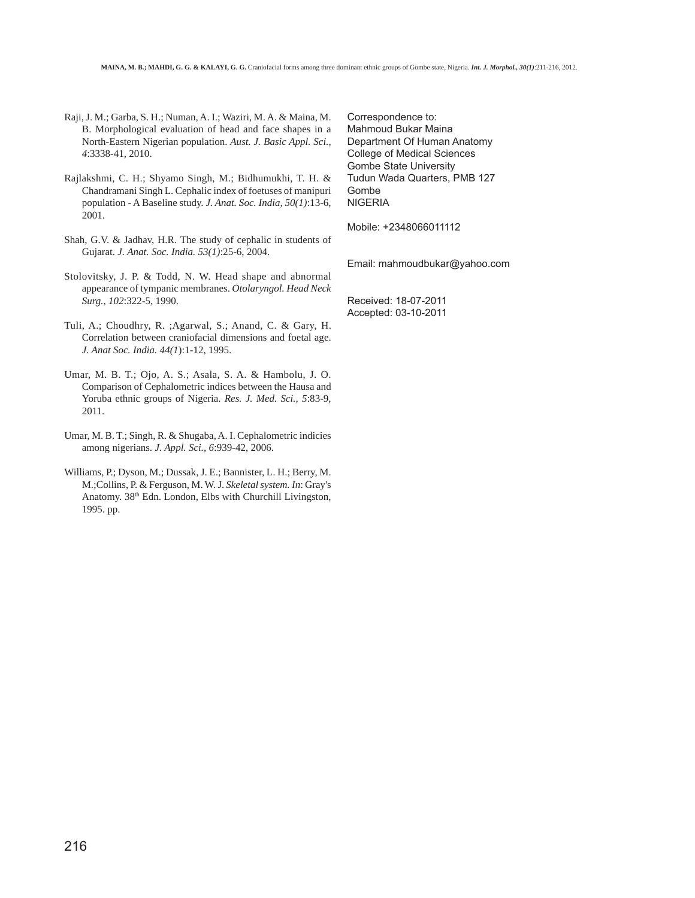Raji, J. M.; Garba, S. H.; Numan, A. I.; Waziri, M. A. & Maina, M. B. Morphological evaluation of head and face shapes in a North-Eastern Nigerian population. *Aust. J. Basic Appl. Sci., 4*:3338-41, 2010.

Rajlakshmi, C. H.; Shyamo Singh, M.; Bidhumukhi, T. H. & Chandramani Singh L. Cephalic index of foetuses of manipuri population - A Baseline study. *J. Anat. Soc. India, 50(1)*:13-6, 2001.

Shah, G.V. & Jadhav, H.R. The study of cephalic in students of Gujarat. *J. Anat. Soc. India. 53(1)*:25-6, 2004.

Stolovitsky, J. P. & Todd, N. W. Head shape and abnormal appearance of tympanic membranes. *Otolaryngol. Head Neck Surg., 102*:322-5, 1990.

Tuli, A.; Choudhry, R. ;Agarwal, S.; Anand, C. & Gary, H. Correlation between craniofacial dimensions and foetal age. *J. Anat Soc. India. 44(1*):1-12, 1995.

Umar, M. B. T.; Ojo, A. S.; Asala, S. A. & Hambolu, J. O. Comparison of Cephalometric indices between the Hausa and Yoruba ethnic groups of Nigeria. *Res. J. Med. Sci., 5*:83-9, 2011.

Umar, M. B. T.; Singh, R. & Shugaba, A. I. Cephalometric indicies among nigerians. *J. Appl. Sci., 6*:939-42, 2006.

Williams, P.; Dyson, M.; Dussak, J. E.; Bannister, L. H.; Berry, M. M.;Collins, P. & Ferguson, M. W. J. *Skeletal system. In*: Gray's Anatomy. 38th Edn. London, Elbs with Churchill Livingston, 1995. pp.

Correspondence to:
Mahmoud Bukar Maina
Department Of Human Anatomy
College of Medical Sciences
Gombe State University
Tudun Wada Quarters, PMB 127
Gombe
NIGERIA

Mobile: +2348066011112

Email: mahmoudbukar@yahoo.com

Received: 18-07-2011
Accepted: 03-10-2011